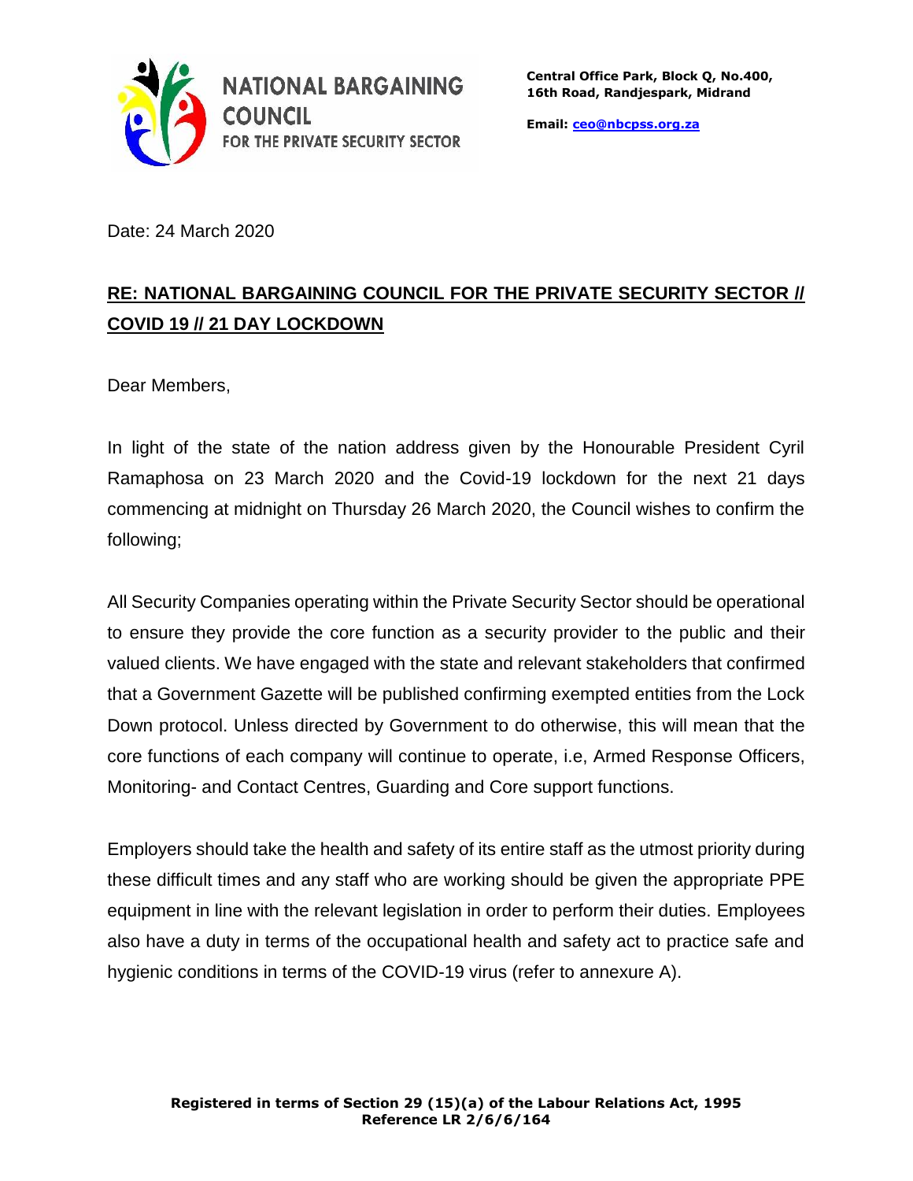**NATIONAL BARGAINING COUNCIL**
**FOR THE PRIVATE SECURITY SECTOR**

**Central Office Park, Block Q, No.400, 16th Road, Randjespark, Midrand**

**Email: ceo@nbcpss.org.za**

Date: 24 March 2020

**RE: NATIONAL BARGAINING COUNCIL FOR THE PRIVATE SECURITY SECTOR // COVID 19 // 21 DAY LOCKDOWN**

Dear Members,

In light of the state of the nation address given by the Honourable President Cyril Ramaphosa on 23 March 2020 and the Covid-19 lockdown for the next 21 days commencing at midnight on Thursday 26 March 2020, the Council wishes to confirm the following;

All Security Companies operating within the Private Security Sector should be operational to ensure they provide the core function as a security provider to the public and their valued clients. We have engaged with the state and relevant stakeholders that confirmed that a Government Gazette will be published confirming exempted entities from the Lock Down protocol. Unless directed by Government to do otherwise, this will mean that the core functions of each company will continue to operate, i.e, Armed Response Officers, Monitoring- and Contact Centres, Guarding and Core support functions.

Employers should take the health and safety of its entire staff as the utmost priority during these difficult times and any staff who are working should be given the appropriate PPE equipment in line with the relevant legislation in order to perform their duties. Employees also have a duty in terms of the occupational health and safety act to practice safe and hygienic conditions in terms of the COVID-19 virus (refer to annexure A).

**Registered in terms of Section 29 (15)(a) of the Labour Relations Act, 1995**
**Reference LR 2/6/6/164**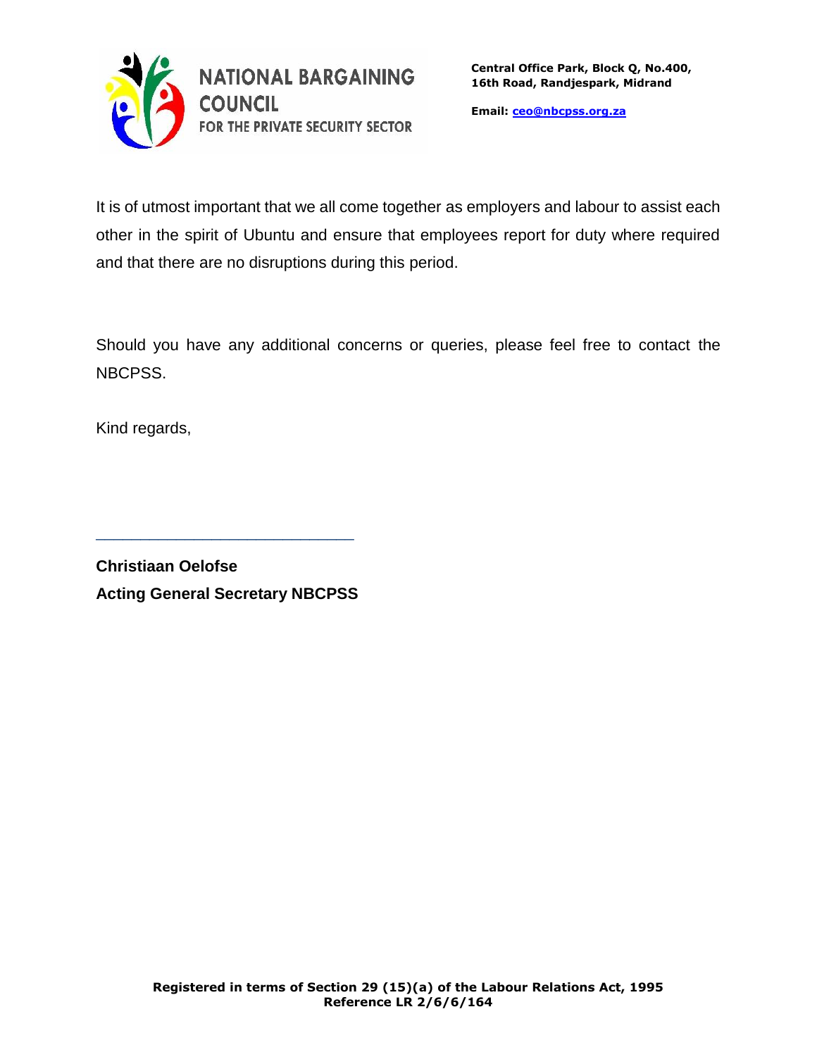It is of utmost important that we all come together as employers and labour to assist each other in the spirit of Ubuntu and ensure that employees report for duty where required and that there are no disruptions during this period.

Should you have any additional concerns or queries, please feel free to contact the NBCPSS.

Kind regards,

______________________________

**Christiaan Oelofse**
**Acting General Secretary NBCPSS**